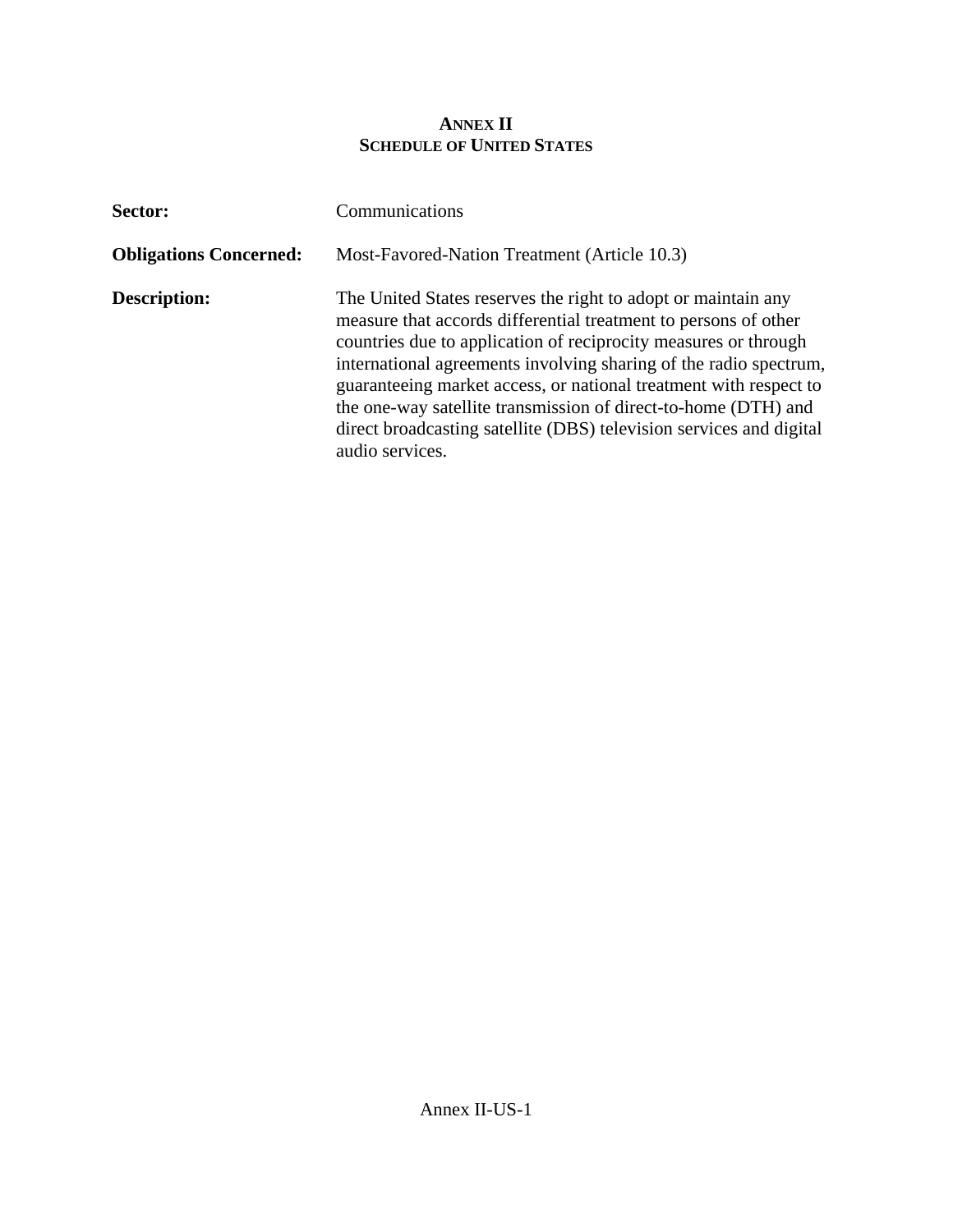# ANNEX II
## SCHEDULE OF UNITED STATES

**Sector:** Communications

**Obligations Concerned:** Most-Favored-Nation Treatment (Article 10.3)

**Description:** The United States reserves the right to adopt or maintain any measure that accords differential treatment to persons of other countries due to application of reciprocity measures or through international agreements involving sharing of the radio spectrum, guaranteeing market access, or national treatment with respect to the one-way satellite transmission of direct-to-home (DTH) and direct broadcasting satellite (DBS) television services and digital audio services.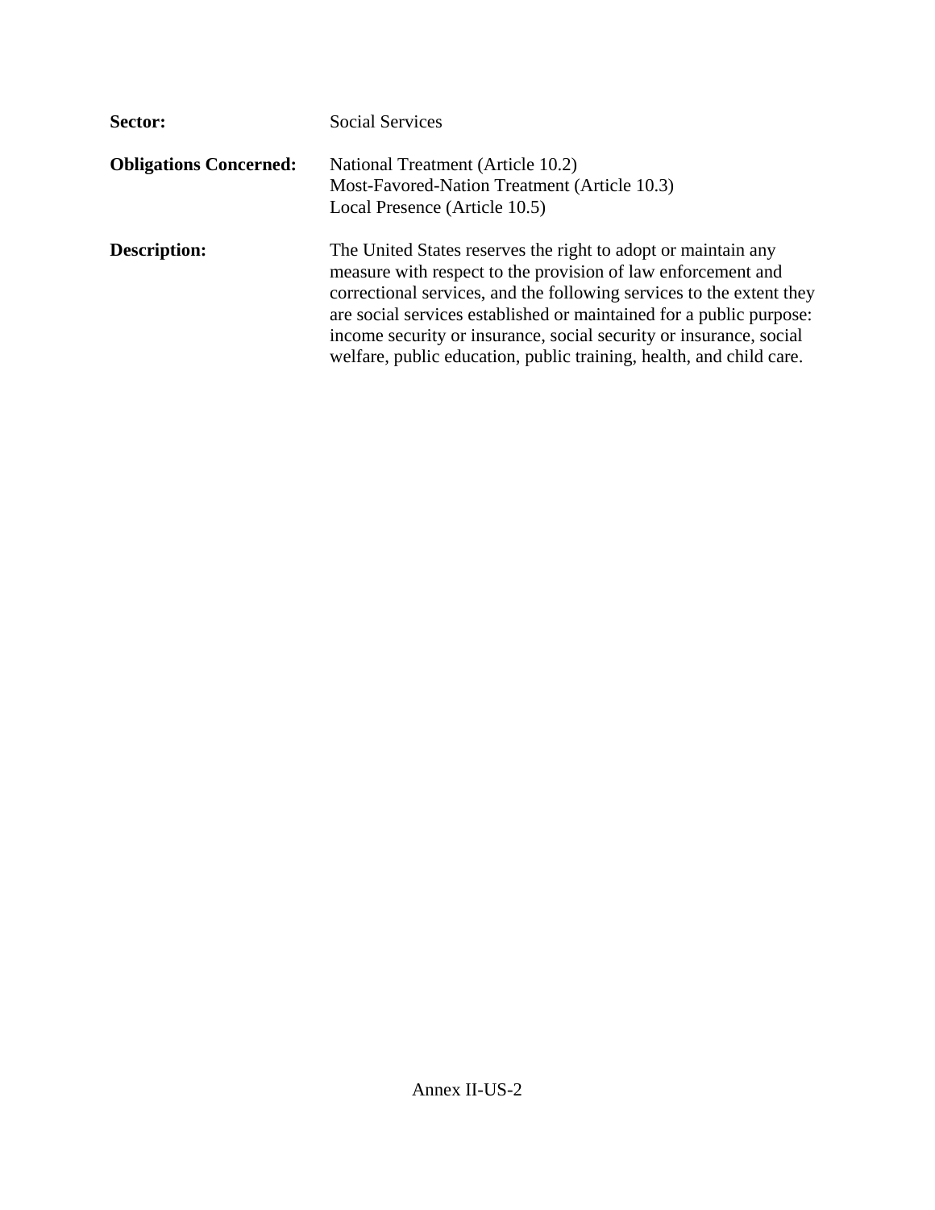**Sector:** Social Services

**Obligations Concerned:** National Treatment (Article 10.2)
Most-Favored-Nation Treatment (Article 10.3)
Local Presence (Article 10.5)

**Description:** The United States reserves the right to adopt or maintain any measure with respect to the provision of law enforcement and correctional services, and the following services to the extent they are social services established or maintained for a public purpose: income security or insurance, social security or insurance, social welfare, public education, public training, health, and child care.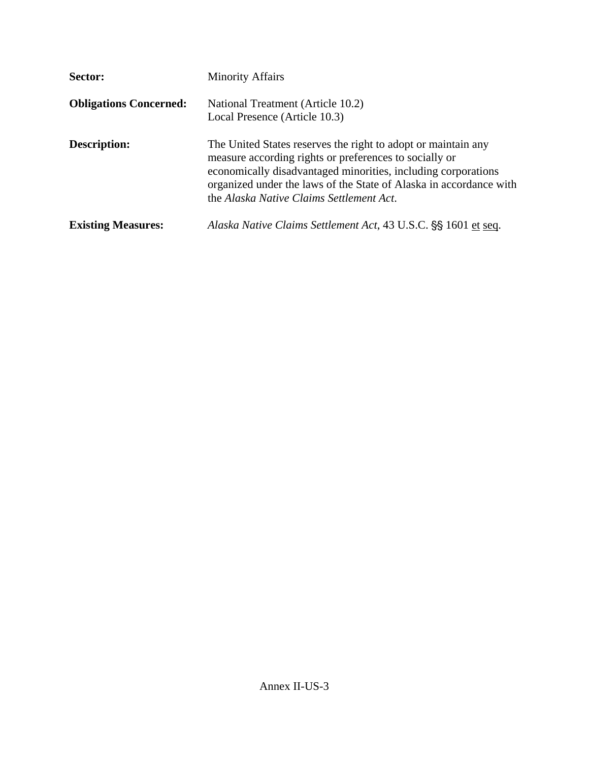**Sector:** Minority Affairs

**Obligations Concerned:** National Treatment (Article 10.2)
Local Presence (Article 10.3)

**Description:** The United States reserves the right to adopt or maintain any measure according rights or preferences to socially or economically disadvantaged minorities, including corporations organized under the laws of the State of Alaska in accordance with the *Alaska Native Claims Settlement Act*.

**Existing Measures:** *Alaska Native Claims Settlement Act*, 43 U.S.C. §§ 1601 et seq.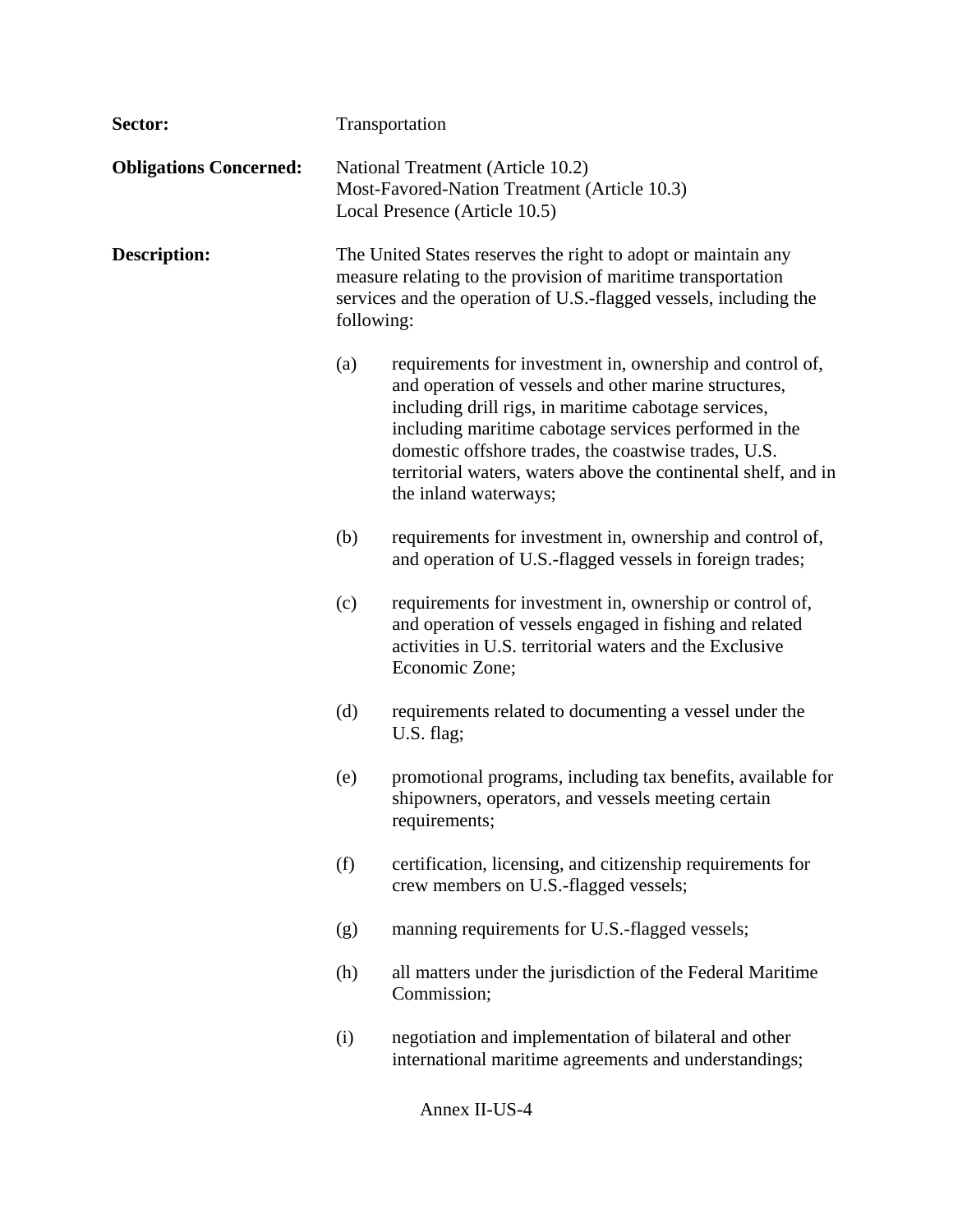**Sector:** Transportation

**Obligations Concerned:** National Treatment (Article 10.2)
Most-Favored-Nation Treatment (Article 10.3)
Local Presence (Article 10.5)

**Description:** The United States reserves the right to adopt or maintain any measure relating to the provision of maritime transportation services and the operation of U.S.-flagged vessels, including the following:

(a) requirements for investment in, ownership and control of, and operation of vessels and other marine structures, including drill rigs, in maritime cabotage services, including maritime cabotage services performed in the domestic offshore trades, the coastwise trades, U.S. territorial waters, waters above the continental shelf, and in the inland waterways;

(b) requirements for investment in, ownership and control of, and operation of U.S.-flagged vessels in foreign trades;

(c) requirements for investment in, ownership or control of, and operation of vessels engaged in fishing and related activities in U.S. territorial waters and the Exclusive Economic Zone;

(d) requirements related to documenting a vessel under the U.S. flag;

(e) promotional programs, including tax benefits, available for shipowners, operators, and vessels meeting certain requirements;

(f) certification, licensing, and citizenship requirements for crew members on U.S.-flagged vessels;

(g) manning requirements for U.S.-flagged vessels;

(h) all matters under the jurisdiction of the Federal Maritime Commission;

(i) negotiation and implementation of bilateral and other international maritime agreements and understandings;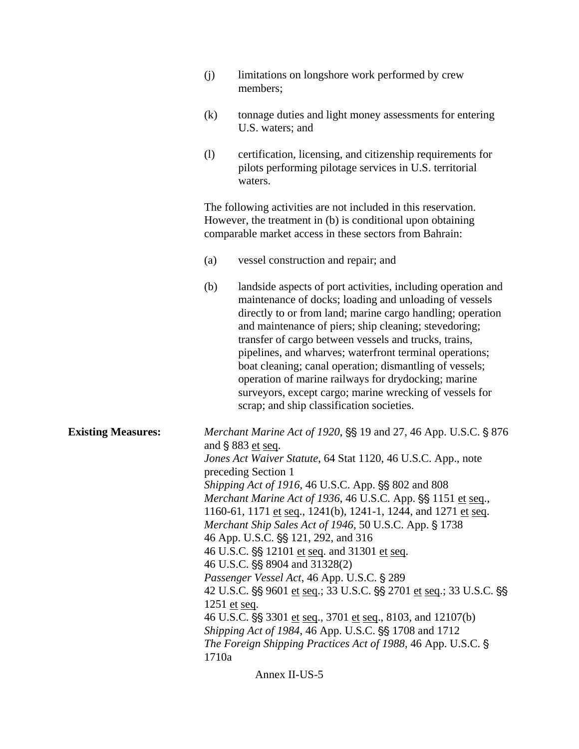(j) limitations on longshore work performed by crew members;

(k) tonnage duties and light money assessments for entering U.S. waters; and

(l) certification, licensing, and citizenship requirements for pilots performing pilotage services in U.S. territorial waters.

The following activities are not included in this reservation. However, the treatment in (b) is conditional upon obtaining comparable market access in these sectors from Bahrain:

(a) vessel construction and repair; and

(b) landside aspects of port activities, including operation and maintenance of docks; loading and unloading of vessels directly to or from land; marine cargo handling; operation and maintenance of piers; ship cleaning; stevedoring; transfer of cargo between vessels and trucks, trains, pipelines, and wharves; waterfront terminal operations; boat cleaning; canal operation; dismantling of vessels; operation of marine railways for drydocking; marine surveyors, except cargo; marine wrecking of vessels for scrap; and ship classification societies.

**Existing Measures:**

*Merchant Marine Act of 1920*, §§ 19 and 27, 46 App. U.S.C. § 876 and § 883 et seq.
*Jones Act Waiver Statute*, 64 Stat 1120, 46 U.S.C. App., note preceding Section 1
*Shipping Act of 1916*, 46 U.S.C. App. §§ 802 and 808
*Merchant Marine Act of 1936*, 46 U.S.C. App. §§ 1151 et seq., 1160-61, 1171 et seq., 1241(b), 1241-1, 1244, and 1271 et seq.
*Merchant Ship Sales Act of 1946*, 50 U.S.C. App. § 1738
46 App. U.S.C. §§ 121, 292, and 316
46 U.S.C. §§ 12101 et seq. and 31301 et seq.
46 U.S.C. §§ 8904 and 31328(2)
*Passenger Vessel Act*, 46 App. U.S.C. § 289
42 U.S.C. §§ 9601 et seq.; 33 U.S.C. §§ 2701 et seq.; 33 U.S.C. §§ 1251 et seq.
46 U.S.C. §§ 3301 et seq., 3701 et seq., 8103, and 12107(b)
*Shipping Act of 1984*, 46 App. U.S.C. §§ 1708 and 1712
*The Foreign Shipping Practices Act of 1988*, 46 App. U.S.C. § 1710a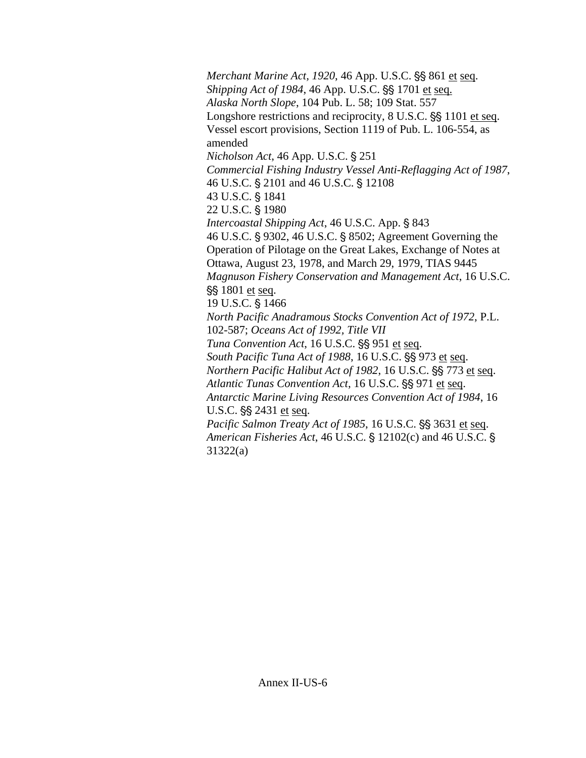*Merchant Marine Act, 1920*, 46 App. U.S.C. §§ 861 et seq.
*Shipping Act of 1984*, 46 App. U.S.C. §§ 1701 et seq.
*Alaska North Slope*, 104 Pub. L. 58; 109 Stat. 557
Longshore restrictions and reciprocity, 8 U.S.C. §§ 1101 et seq.
Vessel escort provisions, Section 1119 of Pub. L. 106-554, as amended
*Nicholson Act*, 46 App. U.S.C. § 251
*Commercial Fishing Industry Vessel Anti-Reflagging Act of 1987*, 46 U.S.C. § 2101 and 46 U.S.C. § 12108
43 U.S.C. § 1841
22 U.S.C. § 1980
*Intercoastal Shipping Act*, 46 U.S.C. App. § 843
46 U.S.C. § 9302, 46 U.S.C. § 8502; Agreement Governing the Operation of Pilotage on the Great Lakes, Exchange of Notes at Ottawa, August 23, 1978, and March 29, 1979, TIAS 9445
*Magnuson Fishery Conservation and Management Act*, 16 U.S.C. §§ 1801 et seq.
19 U.S.C. § 1466
*North Pacific Anadramous Stocks Convention Act of 1972*, P.L. 102-587; *Oceans Act of 1992, Title VII*
*Tuna Convention Act*, 16 U.S.C. §§ 951 et seq.
*South Pacific Tuna Act of 1988*, 16 U.S.C. §§ 973 et seq.
*Northern Pacific Halibut Act of 1982*, 16 U.S.C. §§ 773 et seq.
*Atlantic Tunas Convention Act*, 16 U.S.C. §§ 971 et seq.
*Antarctic Marine Living Resources Convention Act of 1984*, 16 U.S.C. §§ 2431 et seq.
*Pacific Salmon Treaty Act of 1985*, 16 U.S.C. §§ 3631 et seq.
*American Fisheries Act*, 46 U.S.C. § 12102(c) and 46 U.S.C. § 31322(a)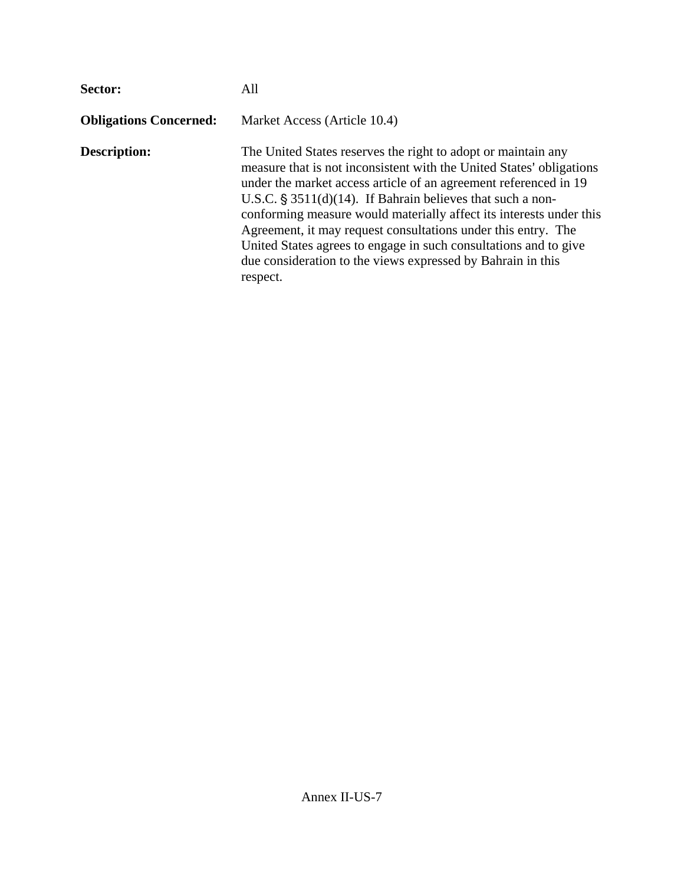**Sector:** All

**Obligations Concerned:** Market Access (Article 10.4)

**Description:** The United States reserves the right to adopt or maintain any measure that is not inconsistent with the United States' obligations under the market access article of an agreement referenced in 19 U.S.C. § 3511(d)(14). If Bahrain believes that such a non-conforming measure would materially affect its interests under this Agreement, it may request consultations under this entry. The United States agrees to engage in such consultations and to give due consideration to the views expressed by Bahrain in this respect.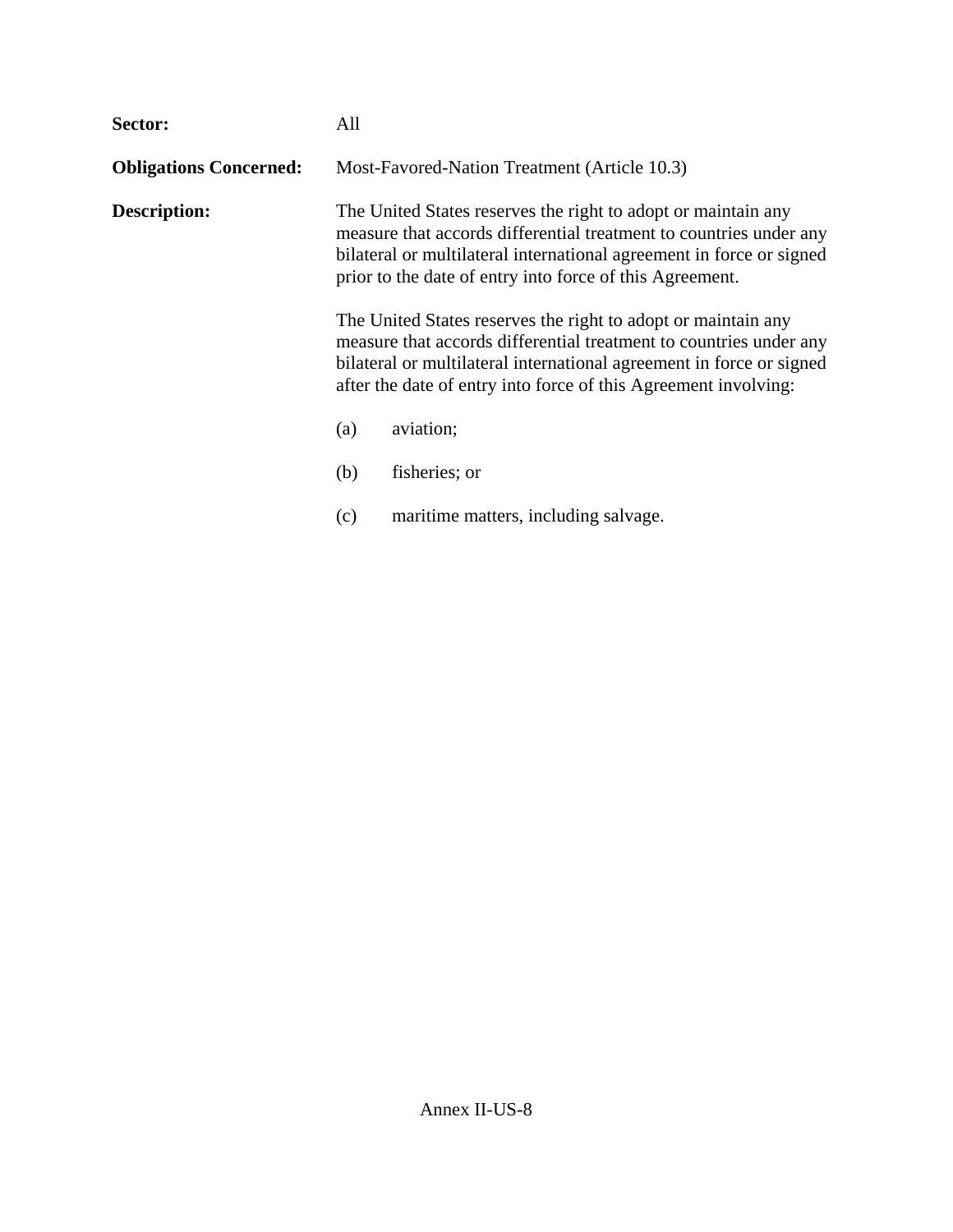**Sector:** All

**Obligations Concerned:** Most-Favored-Nation Treatment (Article 10.3)

**Description:** The United States reserves the right to adopt or maintain any measure that accords differential treatment to countries under any bilateral or multilateral international agreement in force or signed prior to the date of entry into force of this Agreement.

The United States reserves the right to adopt or maintain any measure that accords differential treatment to countries under any bilateral or multilateral international agreement in force or signed after the date of entry into force of this Agreement involving:

(a) aviation;

(b) fisheries; or

(c) maritime matters, including salvage.